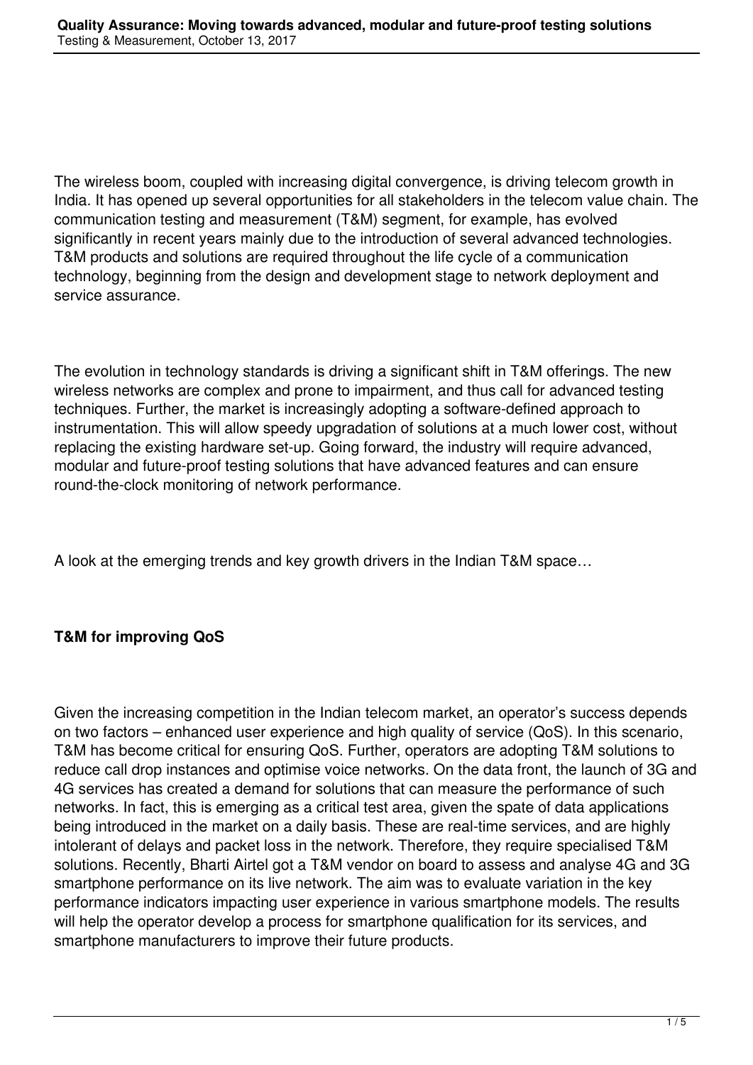The wireless boom, coupled with increasing digital convergence, is driving telecom growth in India. It has opened up several opportunities for all stakeholders in the telecom value chain. The communication testing and measurement (T&M) segment, for example, has evolved significantly in recent years mainly due to the introduction of several advanced technologies. T&M products and solutions are required throughout the life cycle of a communication technology, beginning from the design and development stage to network deployment and service assurance.

The evolution in technology standards is driving a significant shift in T&M offerings. The new wireless networks are complex and prone to impairment, and thus call for advanced testing techniques. Further, the market is increasingly adopting a software-defined approach to instrumentation. This will allow speedy upgradation of solutions at a much lower cost, without replacing the existing hardware set-up. Going forward, the industry will require advanced, modular and future-proof testing solutions that have advanced features and can ensure round-the-clock monitoring of network performance.

A look at the emerging trends and key growth drivers in the Indian T&M space…

**T&M for improving QoS**

Given the increasing competition in the Indian telecom market, an operator's success depends on two factors – enhanced user experience and high quality of service (QoS). In this scenario, T&M has become critical for ensuring QoS. Further, operators are adopting T&M solutions to reduce call drop instances and optimise voice networks. On the data front, the launch of 3G and 4G services has created a demand for solutions that can measure the performance of such networks. In fact, this is emerging as a critical test area, given the spate of data applications being introduced in the market on a daily basis. These are real-time services, and are highly intolerant of delays and packet loss in the network. Therefore, they require specialised T&M solutions. Recently, Bharti Airtel got a T&M vendor on board to assess and analyse 4G and 3G smartphone performance on its live network. The aim was to evaluate variation in the key performance indicators impacting user experience in various smartphone models. The results will help the operator develop a process for smartphone qualification for its services, and smartphone manufacturers to improve their future products.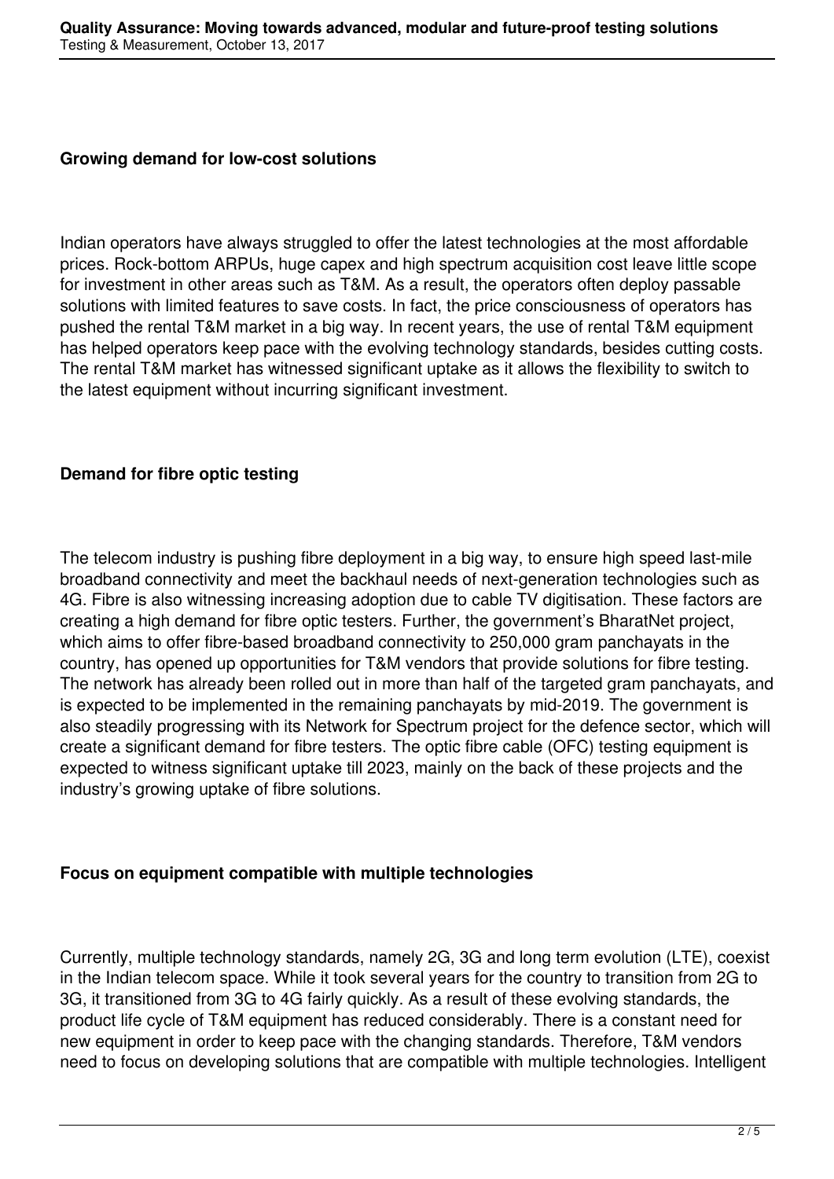### Growing demand for low-cost solutions

Indian operators have always struggled to offer the latest technologies at the most affordable prices. Rock-bottom ARPUs, huge capex and high spectrum acquisition cost leave little scope for investment in other areas such as T&M. As a result, the operators often deploy passable solutions with limited features to save costs. In fact, the price consciousness of operators has pushed the rental T&M market in a big way. In recent years, the use of rental T&M equipment has helped operators keep pace with the evolving technology standards, besides cutting costs. The rental T&M market has witnessed significant uptake as it allows the flexibility to switch to the latest equipment without incurring significant investment.

### Demand for fibre optic testing

The telecom industry is pushing fibre deployment in a big way, to ensure high speed last-mile broadband connectivity and meet the backhaul needs of next-generation technologies such as 4G. Fibre is also witnessing increasing adoption due to cable TV digitisation. These factors are creating a high demand for fibre optic testers. Further, the government's BharatNet project, which aims to offer fibre-based broadband connectivity to 250,000 gram panchayats in the country, has opened up opportunities for T&M vendors that provide solutions for fibre testing. The network has already been rolled out in more than half of the targeted gram panchayats, and is expected to be implemented in the remaining panchayats by mid-2019. The government is also steadily progressing with its Network for Spectrum project for the defence sector, which will create a significant demand for fibre testers. The optic fibre cable (OFC) testing equipment is expected to witness significant uptake till 2023, mainly on the back of these projects and the industry's growing uptake of fibre solutions.

### Focus on equipment compatible with multiple technologies

Currently, multiple technology standards, namely 2G, 3G and long term evolution (LTE), coexist in the Indian telecom space. While it took several years for the country to transition from 2G to 3G, it transitioned from 3G to 4G fairly quickly. As a result of these evolving standards, the product life cycle of T&M equipment has reduced considerably. There is a constant need for new equipment in order to keep pace with the changing standards. Therefore, T&M vendors need to focus on developing solutions that are compatible with multiple technologies. Intelligent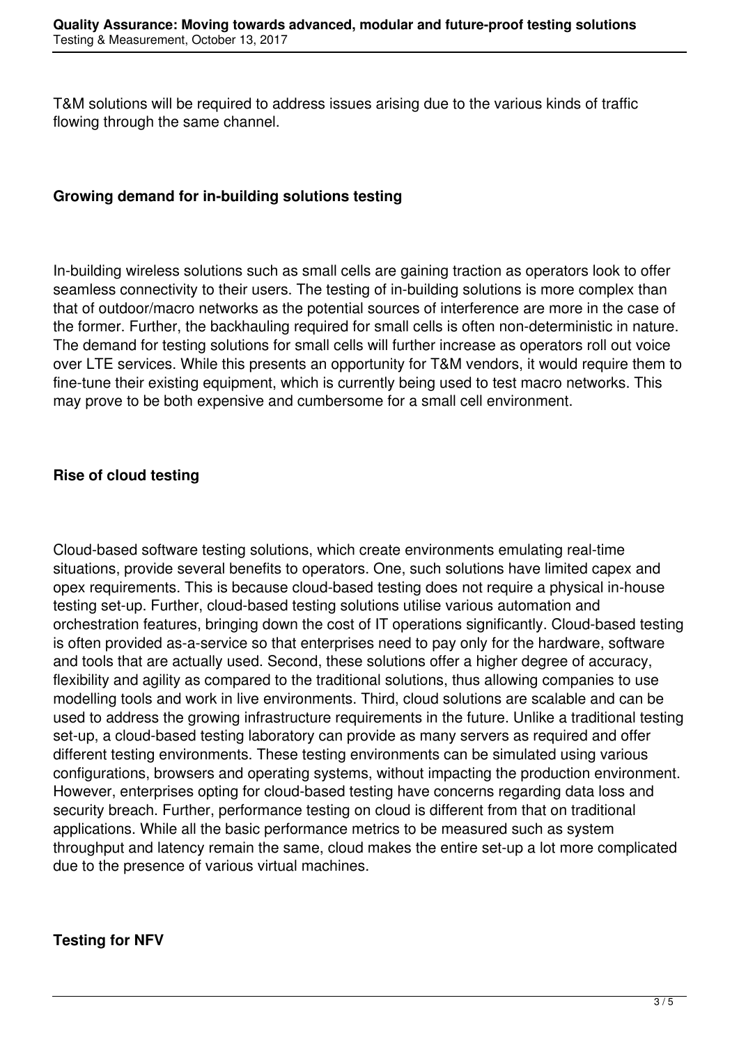T&M solutions will be required to address issues arising due to the various kinds of traffic flowing through the same channel.

### Growing demand for in-building solutions testing

In-building wireless solutions such as small cells are gaining traction as operators look to offer seamless connectivity to their users. The testing of in-building solutions is more complex than that of outdoor/macro networks as the potential sources of interference are more in the case of the former. Further, the backhauling required for small cells is often non-deterministic in nature. The demand for testing solutions for small cells will further increase as operators roll out voice over LTE services. While this presents an opportunity for T&M vendors, it would require them to fine-tune their existing equipment, which is currently being used to test macro networks. This may prove to be both expensive and cumbersome for a small cell environment.

### Rise of cloud testing

Cloud-based software testing solutions, which create environments emulating real-time situations, provide several benefits to operators. One, such solutions have limited capex and opex requirements. This is because cloud-based testing does not require a physical in-house testing set-up. Further, cloud-based testing solutions utilise various automation and orchestration features, bringing down the cost of IT operations significantly. Cloud-based testing is often provided as-a-service so that enterprises need to pay only for the hardware, software and tools that are actually used. Second, these solutions offer a higher degree of accuracy, flexibility and agility as compared to the traditional solutions, thus allowing companies to use modelling tools and work in live environments. Third, cloud solutions are scalable and can be used to address the growing infrastructure requirements in the future. Unlike a traditional testing set-up, a cloud-based testing laboratory can provide as many servers as required and offer different testing environments. These testing environments can be simulated using various configurations, browsers and operating systems, without impacting the production environment. However, enterprises opting for cloud-based testing have concerns regarding data loss and security breach. Further, performance testing on cloud is different from that on traditional applications. While all the basic performance metrics to be measured such as system throughput and latency remain the same, cloud makes the entire set-up a lot more complicated due to the presence of various virtual machines.

### Testing for NFV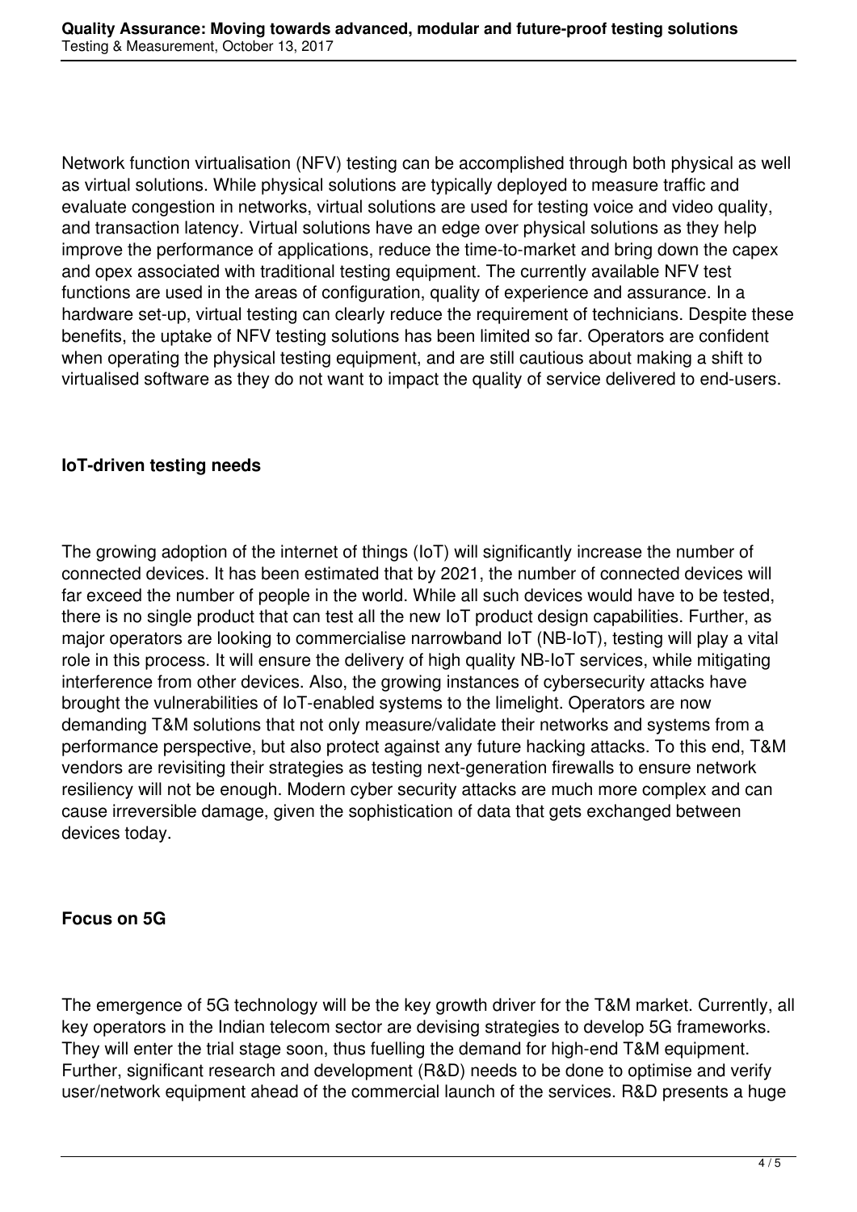Network function virtualisation (NFV) testing can be accomplished through both physical as well as virtual solutions. While physical solutions are typically deployed to measure traffic and evaluate congestion in networks, virtual solutions are used for testing voice and video quality, and transaction latency. Virtual solutions have an edge over physical solutions as they help improve the performance of applications, reduce the time-to-market and bring down the capex and opex associated with traditional testing equipment. The currently available NFV test functions are used in the areas of configuration, quality of experience and assurance. In a hardware set-up, virtual testing can clearly reduce the requirement of technicians. Despite these benefits, the uptake of NFV testing solutions has been limited so far. Operators are confident when operating the physical testing equipment, and are still cautious about making a shift to virtualised software as they do not want to impact the quality of service delivered to end-users.

## IoT-driven testing needs

The growing adoption of the internet of things (IoT) will significantly increase the number of connected devices. It has been estimated that by 2021, the number of connected devices will far exceed the number of people in the world. While all such devices would have to be tested, there is no single product that can test all the new IoT product design capabilities. Further, as major operators are looking to commercialise narrowband IoT (NB-IoT), testing will play a vital role in this process. It will ensure the delivery of high quality NB-IoT services, while mitigating interference from other devices. Also, the growing instances of cybersecurity attacks have brought the vulnerabilities of IoT-enabled systems to the limelight. Operators are now demanding T&M solutions that not only measure/validate their networks and systems from a performance perspective, but also protect against any future hacking attacks. To this end, T&M vendors are revisiting their strategies as testing next-generation firewalls to ensure network resiliency will not be enough. Modern cyber security attacks are much more complex and can cause irreversible damage, given the sophistication of data that gets exchanged between devices today.

## Focus on 5G

The emergence of 5G technology will be the key growth driver for the T&M market. Currently, all key operators in the Indian telecom sector are devising strategies to develop 5G frameworks. They will enter the trial stage soon, thus fuelling the demand for high-end T&M equipment. Further, significant research and development (R&D) needs to be done to optimise and verify user/network equipment ahead of the commercial launch of the services. R&D presents a huge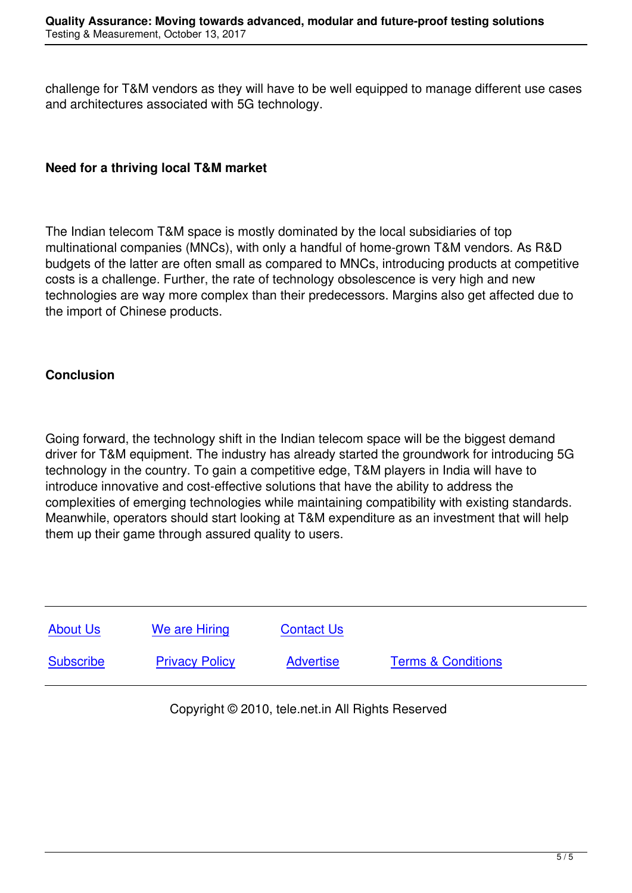challenge for T&M vendors as they will have to be well equipped to manage different use cases and architectures associated with 5G technology.

**Need for a thriving local T&M market**

The Indian telecom T&M space is mostly dominated by the local subsidiaries of top multinational companies (MNCs), with only a handful of home-grown T&M vendors. As R&D budgets of the latter are often small as compared to MNCs, introducing products at competitive costs is a challenge. Further, the rate of technology obsolescence is very high and new technologies are way more complex than their predecessors. Margins also get affected due to the import of Chinese products.

**Conclusion**

Going forward, the technology shift in the Indian telecom space will be the biggest demand driver for T&M equipment. The industry has already started the groundwork for introducing 5G technology in the country. To gain a competitive edge, T&M players in India will have to introduce innovative and cost-effective solutions that have the ability to address the complexities of emerging technologies while maintaining compatibility with existing standards. Meanwhile, operators should start looking at T&M expenditure as an investment that will help them up their game through assured quality to users.

About Us    We are Hiring    Contact Us

Subscribe    Privacy Policy    Advertise    Terms & Conditions

Copyright © 2010, tele.net.in All Rights Reserved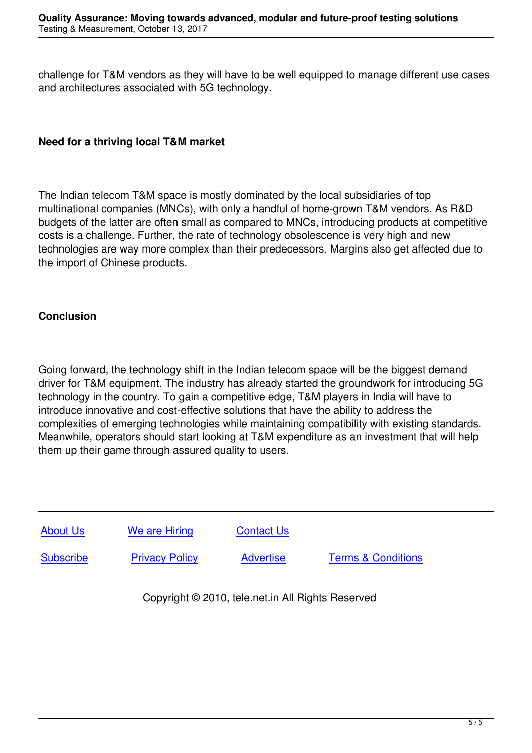challenge for T&M vendors as they will have to be well equipped to manage different use cases and architectures associated with 5G technology.

**Need for a thriving local T&M market**

The Indian telecom T&M space is mostly dominated by the local subsidiaries of top multinational companies (MNCs), with only a handful of home-grown T&M vendors. As R&D budgets of the latter are often small as compared to MNCs, introducing products at competitive costs is a challenge. Further, the rate of technology obsolescence is very high and new technologies are way more complex than their predecessors. Margins also get affected due to the import of Chinese products.

**Conclusion**

Going forward, the technology shift in the Indian telecom space will be the biggest demand driver for T&M equipment. The industry has already started the groundwork for introducing 5G technology in the country. To gain a competitive edge, T&M players in India will have to introduce innovative and cost-effective solutions that have the ability to address the complexities of emerging technologies while maintaining compatibility with existing standards. Meanwhile, operators should start looking at T&M expenditure as an investment that will help them up their game through assured quality to users.

About Us    We are Hiring    Contact Us

Subscribe    Privacy Policy    Advertise    Terms & Conditions

Copyright © 2010, tele.net.in All Rights Reserved